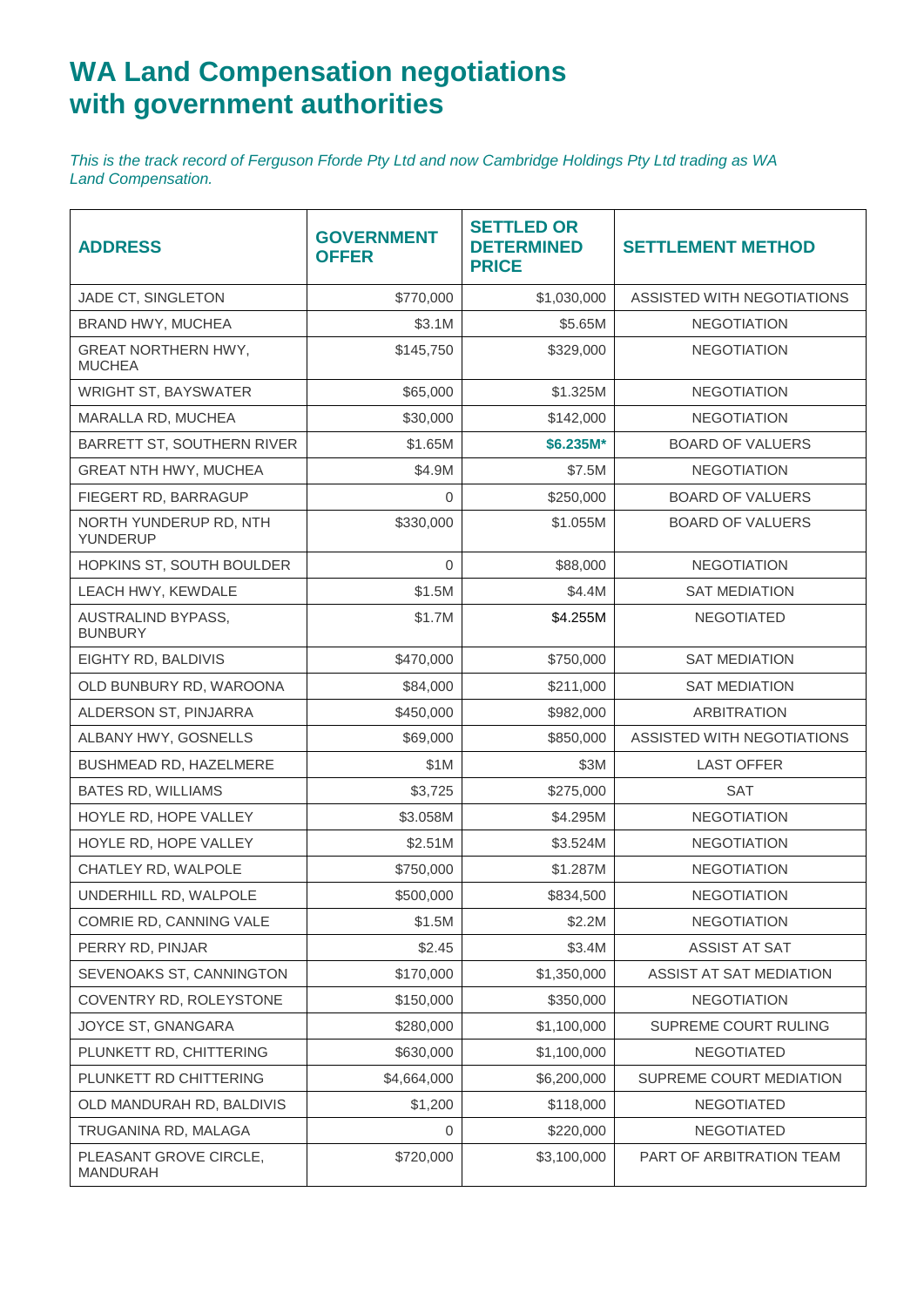# WA Land Compensation negotiations with government authorities

*This is the track record of Ferguson Fforde Pty Ltd and now Cambridge Holdings Pty Ltd trading as WA Land Compensation.*

| ADDRESS | GOVERNMENT OFFER | SETTLED OR DETERMINED PRICE | SETTLEMENT METHOD |
|---|---|---|---|
| JADE CT, SINGLETON | $770,000 | $1,030,000 | ASSISTED WITH NEGOTIATIONS |
| BRAND HWY, MUCHEA | $3.1M | $5.65M | NEGOTIATION |
| GREAT NORTHERN HWY, MUCHEA | $145,750 | $329,000 | NEGOTIATION |
| WRIGHT ST, BAYSWATER | $65,000 | $1.325M | NEGOTIATION |
| MARALLA RD, MUCHEA | $30,000 | $142,000 | NEGOTIATION |
| BARRETT ST, SOUTHERN RIVER | $1.65M | **$6.235M*** | BOARD OF VALUERS |
| GREAT NTH HWY, MUCHEA | $4.9M | $7.5M | NEGOTIATION |
| FIEGERT RD, BARRAGUP | 0 | $250,000 | BOARD OF VALUERS |
| NORTH YUNDERUP RD, NTH YUNDERUP | $330,000 | $1.055M | BOARD OF VALUERS |
| HOPKINS ST, SOUTH BOULDER | 0 | $88,000 | NEGOTIATION |
| LEACH HWY, KEWDALE | $1.5M | $4.4M | SAT MEDIATION |
| AUSTRALIND BYPASS, BUNBURY | $1.7M | $4.255M | NEGOTIATED |
| EIGHTY RD, BALDIVIS | $470,000 | $750,000 | SAT MEDIATION |
| OLD BUNBURY RD, WAROONA | $84,000 | $211,000 | SAT MEDIATION |
| ALDERSON ST, PINJARRA | $450,000 | $982,000 | ARBITRATION |
| ALBANY HWY, GOSNELLS | $69,000 | $850,000 | ASSISTED WITH NEGOTIATIONS |
| BUSHMEAD RD, HAZELMERE | $1M | $3M | LAST OFFER |
| BATES RD, WILLIAMS | $3,725 | $275,000 | SAT |
| HOYLE RD, HOPE VALLEY | $3.058M | $4.295M | NEGOTIATION |
| HOYLE RD, HOPE VALLEY | $2.51M | $3.524M | NEGOTIATION |
| CHATLEY RD, WALPOLE | $750,000 | $1.287M | NEGOTIATION |
| UNDERHILL RD, WALPOLE | $500,000 | $834,500 | NEGOTIATION |
| COMRIE RD, CANNING VALE | $1.5M | $2.2M | NEGOTIATION |
| PERRY RD, PINJAR | $2.45 | $3.4M | ASSIST AT SAT |
| SEVENOAKS ST, CANNINGTON | $170,000 | $1,350,000 | ASSIST AT SAT MEDIATION |
| COVENTRY RD, ROLEYSTONE | $150,000 | $350,000 | NEGOTIATION |
| JOYCE ST, GNANGARA | $280,000 | $1,100,000 | SUPREME COURT RULING |
| PLUNKETT RD, CHITTERING | $630,000 | $1,100,000 | NEGOTIATED |
| PLUNKETT RD CHITTERING | $4,664,000 | $6,200,000 | SUPREME COURT MEDIATION |
| OLD MANDURAH RD, BALDIVIS | $1,200 | $118,000 | NEGOTIATED |
| TRUGANINA RD, MALAGA | 0 | $220,000 | NEGOTIATED |
| PLEASANT GROVE CIRCLE, MANDURAH | $720,000 | $3,100,000 | PART OF ARBITRATION TEAM |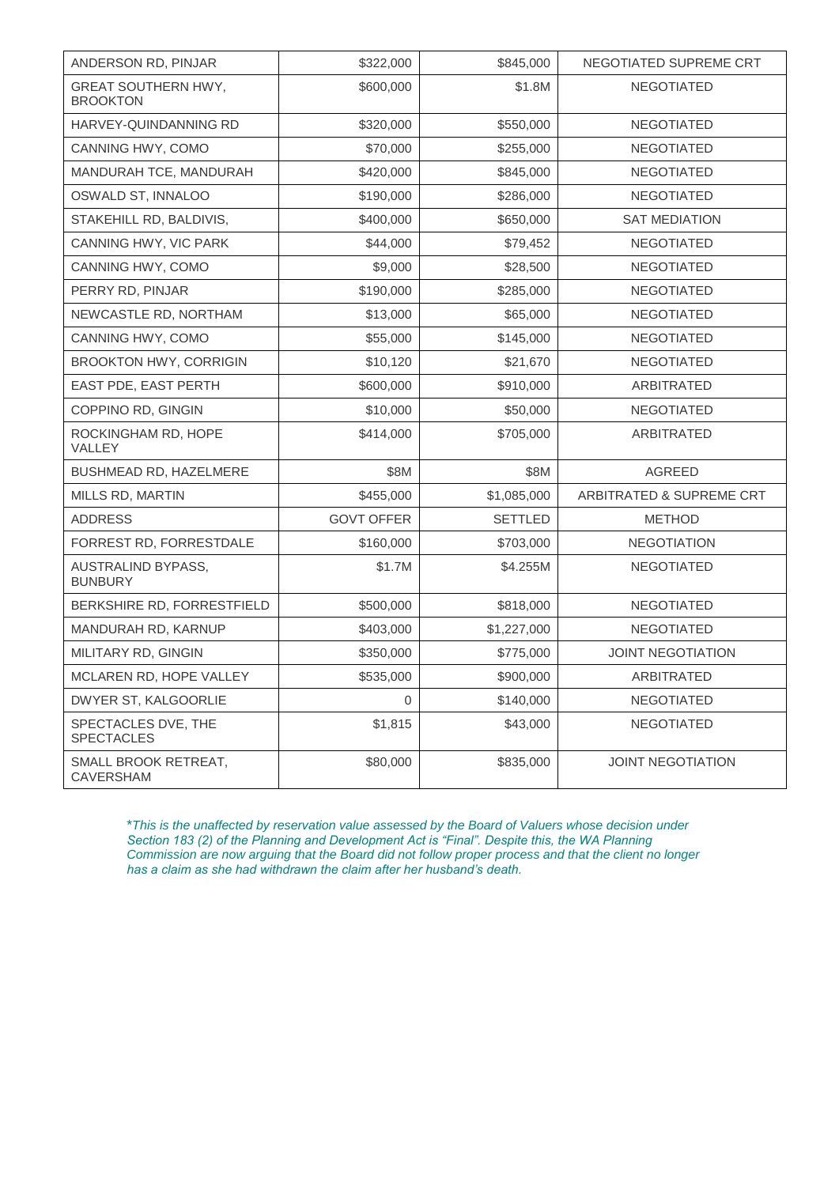| | | | |
|---|---|---|---|
| ANDERSON RD, PINJAR | $322,000 | $845,000 | NEGOTIATED SUPREME CRT |
| GREAT SOUTHERN HWY, BROOKTON | $600,000 | $1.8M | NEGOTIATED |
| HARVEY-QUINDANNING RD | $320,000 | $550,000 | NEGOTIATED |
| CANNING HWY, COMO | $70,000 | $255,000 | NEGOTIATED |
| MANDURAH TCE, MANDURAH | $420,000 | $845,000 | NEGOTIATED |
| OSWALD ST, INNALOO | $190,000 | $286,000 | NEGOTIATED |
| STAKEHILL RD, BALDIVIS, | $400,000 | $650,000 | SAT MEDIATION |
| CANNING HWY, VIC PARK | $44,000 | $79,452 | NEGOTIATED |
| CANNING HWY, COMO | $9,000 | $28,500 | NEGOTIATED |
| PERRY RD, PINJAR | $190,000 | $285,000 | NEGOTIATED |
| NEWCASTLE RD, NORTHAM | $13,000 | $65,000 | NEGOTIATED |
| CANNING HWY, COMO | $55,000 | $145,000 | NEGOTIATED |
| BROOKTON HWY, CORRIGIN | $10,120 | $21,670 | NEGOTIATED |
| EAST PDE, EAST PERTH | $600,000 | $910,000 | ARBITRATED |
| COPPINO RD, GINGIN | $10,000 | $50,000 | NEGOTIATED |
| ROCKINGHAM RD, HOPE VALLEY | $414,000 | $705,000 | ARBITRATED |
| BUSHMEAD RD, HAZELMERE | $8M | $8M | AGREED |
| MILLS RD, MARTIN | $455,000 | $1,085,000 | ARBITRATED & SUPREME CRT |
| ADDRESS | GOVT OFFER | SETTLED | METHOD |
| FORREST RD, FORRESTDALE | $160,000 | $703,000 | NEGOTIATION |
| AUSTRALIND BYPASS, BUNBURY | $1.7M | $4.255M | NEGOTIATED |
| BERKSHIRE RD, FORRESTFIELD | $500,000 | $818,000 | NEGOTIATED |
| MANDURAH RD, KARNUP | $403,000 | $1,227,000 | NEGOTIATED |
| MILITARY RD, GINGIN | $350,000 | $775,000 | JOINT NEGOTIATION |
| MCLAREN RD, HOPE VALLEY | $535,000 | $900,000 | ARBITRATED |
| DWYER ST, KALGOORLIE | 0 | $140,000 | NEGOTIATED |
| SPECTACLES DVE, THE SPECTACLES | $1,815 | $43,000 | NEGOTIATED |
| SMALL BROOK RETREAT, CAVERSHAM | $80,000 | $835,000 | JOINT NEGOTIATION |

*\*This is the unaffected by reservation value assessed by the Board of Valuers whose decision under Section 183 (2) of the Planning and Development Act is "Final". Despite this, the WA Planning Commission are now arguing that the Board did not follow proper process and that the client no longer has a claim as she had withdrawn the claim after her husband's death.*